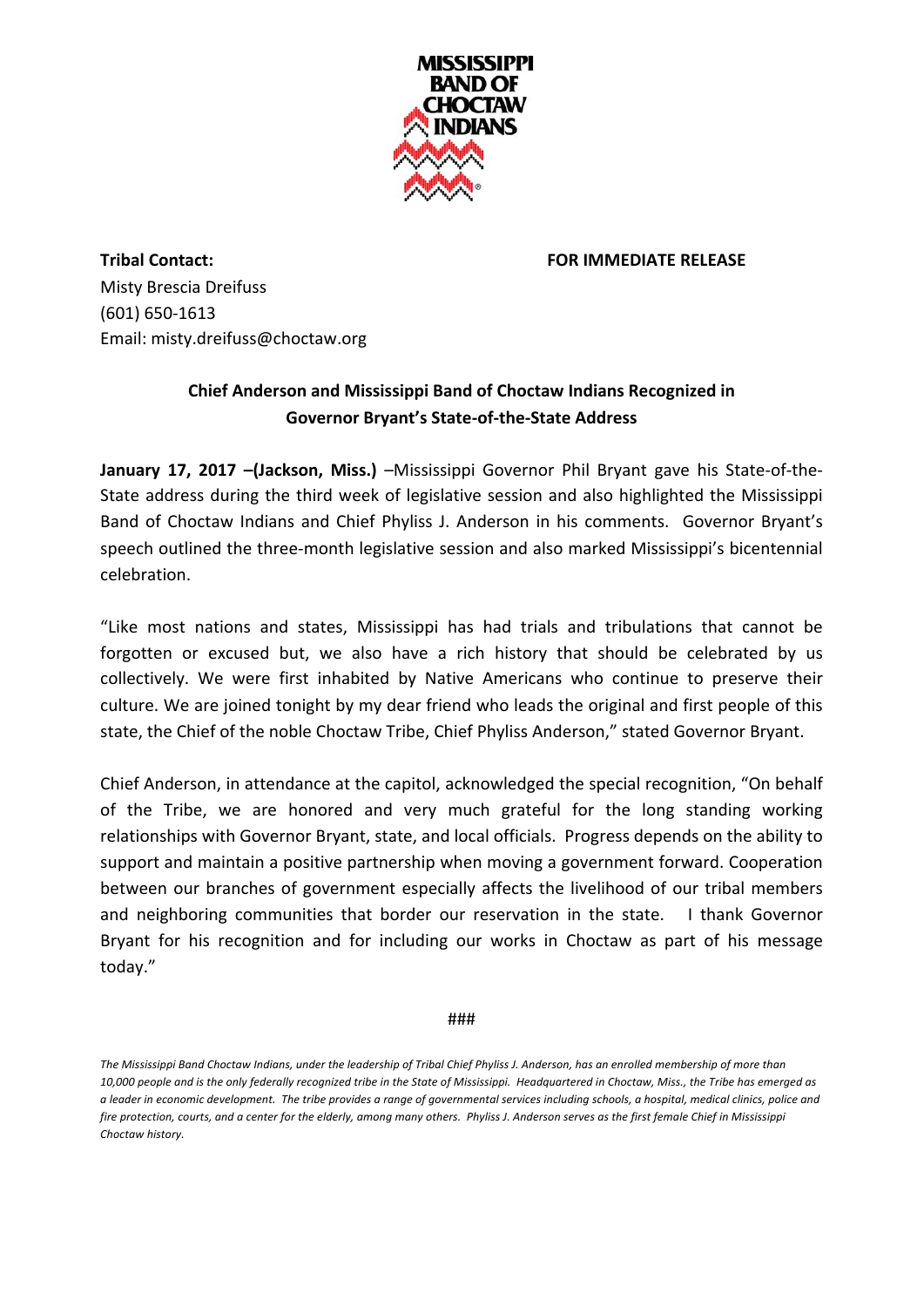MISSISSIPPI BAND OF CHOCTAW INDIANS

**Tribal Contact:**
Misty Brescia Dreifuss
(601) 650-1613
Email: misty.dreifuss@choctaw.org

**FOR IMMEDIATE RELEASE**

## Chief Anderson and Mississippi Band of Choctaw Indians Recognized in Governor Bryant's State-of-the-State Address

**January 17, 2017 –(Jackson, Miss.)** –Mississippi Governor Phil Bryant gave his State-of-the-State address during the third week of legislative session and also highlighted the Mississippi Band of Choctaw Indians and Chief Phyliss J. Anderson in his comments. Governor Bryant's speech outlined the three-month legislative session and also marked Mississippi's bicentennial celebration.

"Like most nations and states, Mississippi has had trials and tribulations that cannot be forgotten or excused but, we also have a rich history that should be celebrated by us collectively. We were first inhabited by Native Americans who continue to preserve their culture. We are joined tonight by my dear friend who leads the original and first people of this state, the Chief of the noble Choctaw Tribe, Chief Phyliss Anderson," stated Governor Bryant.

Chief Anderson, in attendance at the capitol, acknowledged the special recognition, "On behalf of the Tribe, we are honored and very much grateful for the long standing working relationships with Governor Bryant, state, and local officials. Progress depends on the ability to support and maintain a positive partnership when moving a government forward. Cooperation between our branches of government especially affects the livelihood of our tribal members and neighboring communities that border our reservation in the state. I thank Governor Bryant for his recognition and for including our works in Choctaw as part of his message today."

###

*The Mississippi Band Choctaw Indians, under the leadership of Tribal Chief Phyliss J. Anderson, has an enrolled membership of more than 10,000 people and is the only federally recognized tribe in the State of Mississippi. Headquartered in Choctaw, Miss., the Tribe has emerged as a leader in economic development. The tribe provides a range of governmental services including schools, a hospital, medical clinics, police and fire protection, courts, and a center for the elderly, among many others. Phyliss J. Anderson serves as the first female Chief in Mississippi Choctaw history.*